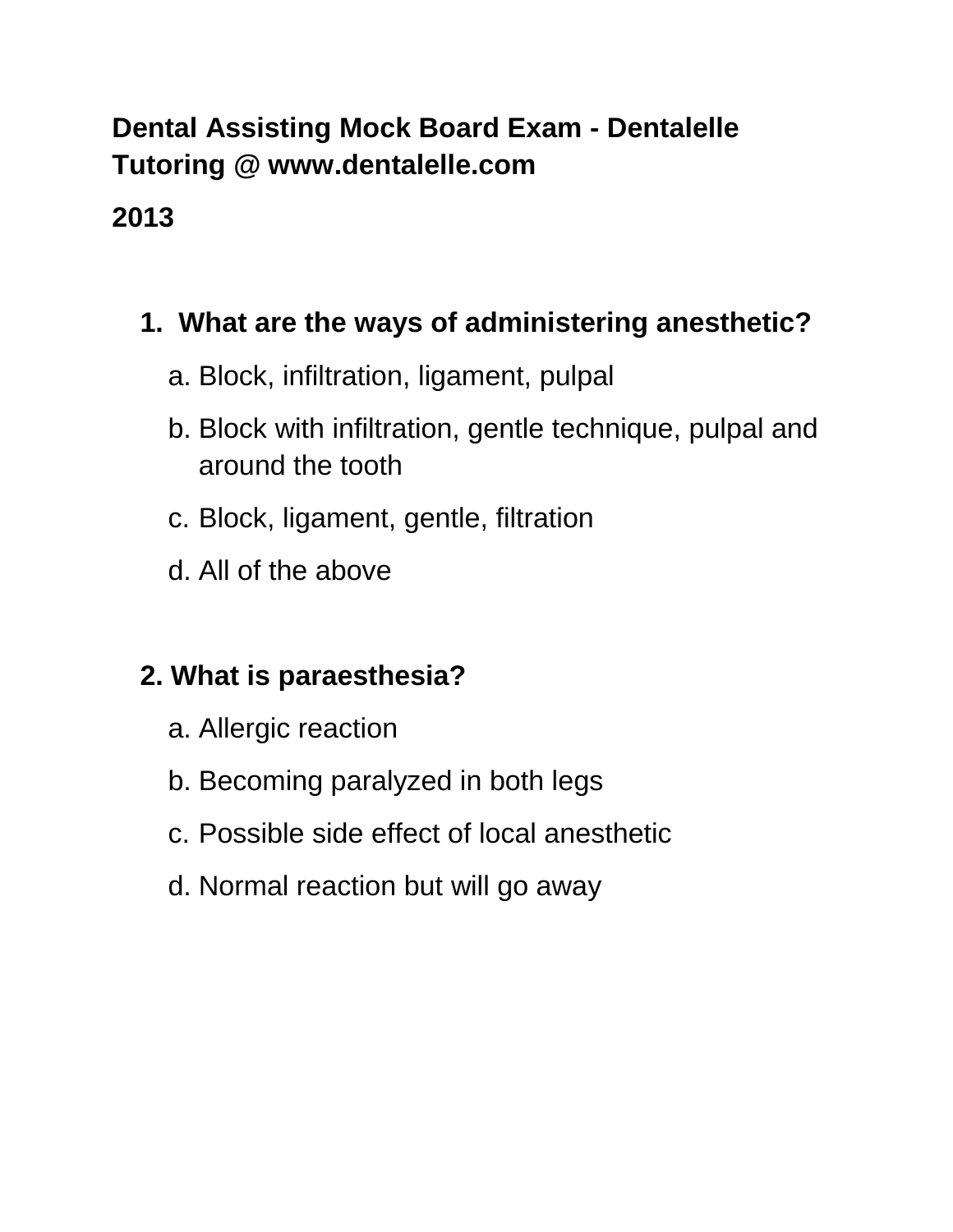**Dental Assisting Mock Board Exam - Dentalelle Tutoring @ www.dentalelle.com**

**2013**

1. **What are the ways of administering anesthetic?**
   a. Block, infiltration, ligament, pulpal
   b. Block with infiltration, gentle technique, pulpal and around the tooth
   c. Block, ligament, gentle, filtration
   d. All of the above

2. **What is paraesthesia?**
   a. Allergic reaction
   b. Becoming paralyzed in both legs
   c. Possible side effect of local anesthetic
   d. Normal reaction but will go away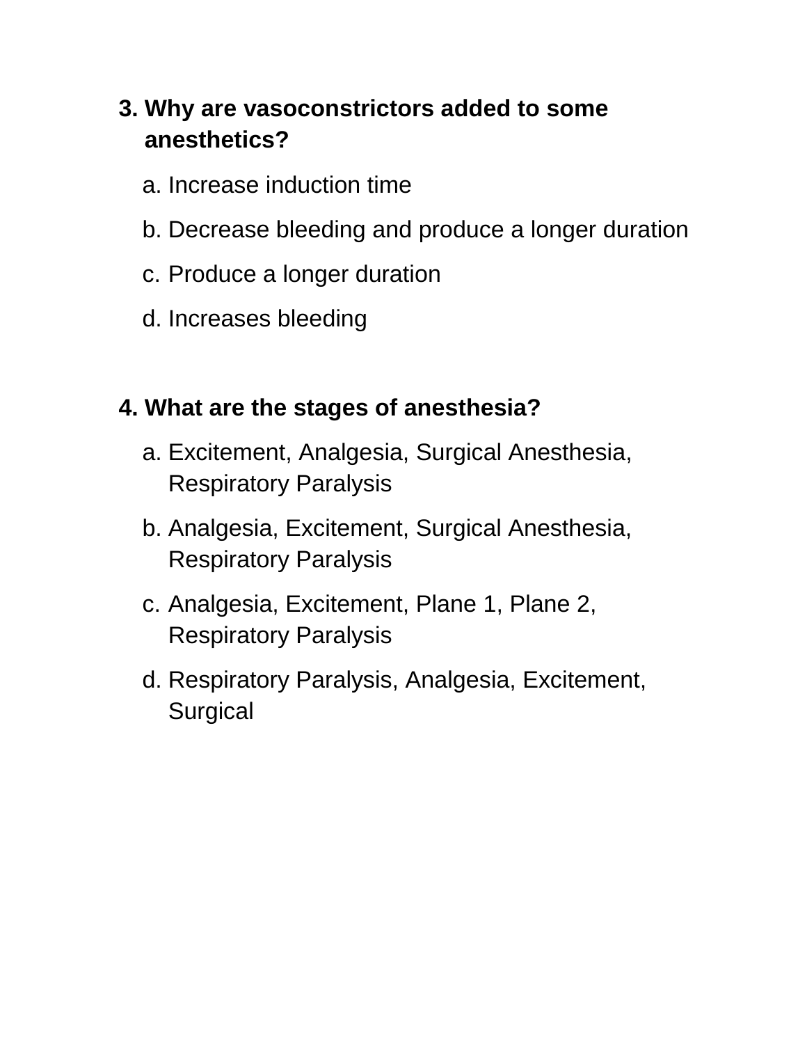3. **Why are vasoconstrictors added to some anesthetics?**

   a. Increase induction time

   b. Decrease bleeding and produce a longer duration

   c. Produce a longer duration

   d. Increases bleeding

4. **What are the stages of anesthesia?**

   a. Excitement, Analgesia, Surgical Anesthesia, Respiratory Paralysis

   b. Analgesia, Excitement, Surgical Anesthesia, Respiratory Paralysis

   c. Analgesia, Excitement, Plane 1, Plane 2, Respiratory Paralysis

   d. Respiratory Paralysis, Analgesia, Excitement, Surgical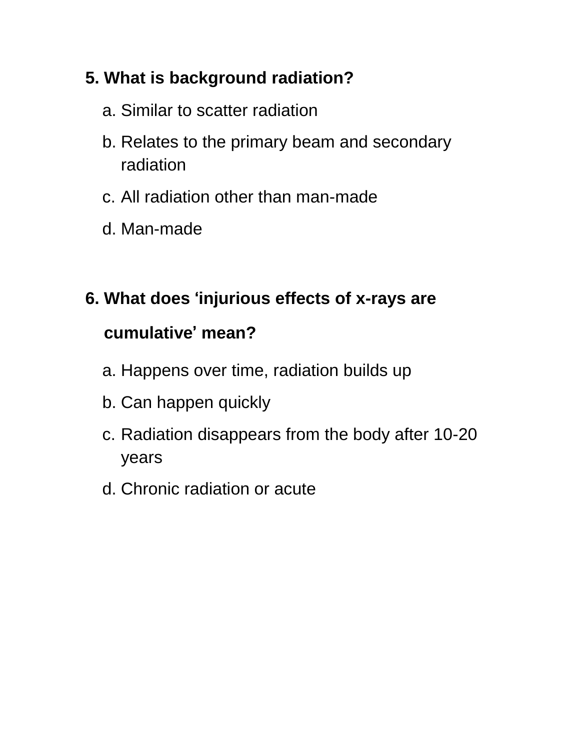**5. What is background radiation?**

a. Similar to scatter radiation

b. Relates to the primary beam and secondary radiation

c. All radiation other than man-made

d. Man-made

**6. What does ‘injurious effects of x-rays are cumulative’ mean?**

a. Happens over time, radiation builds up

b. Can happen quickly

c. Radiation disappears from the body after 10-20 years

d. Chronic radiation or acute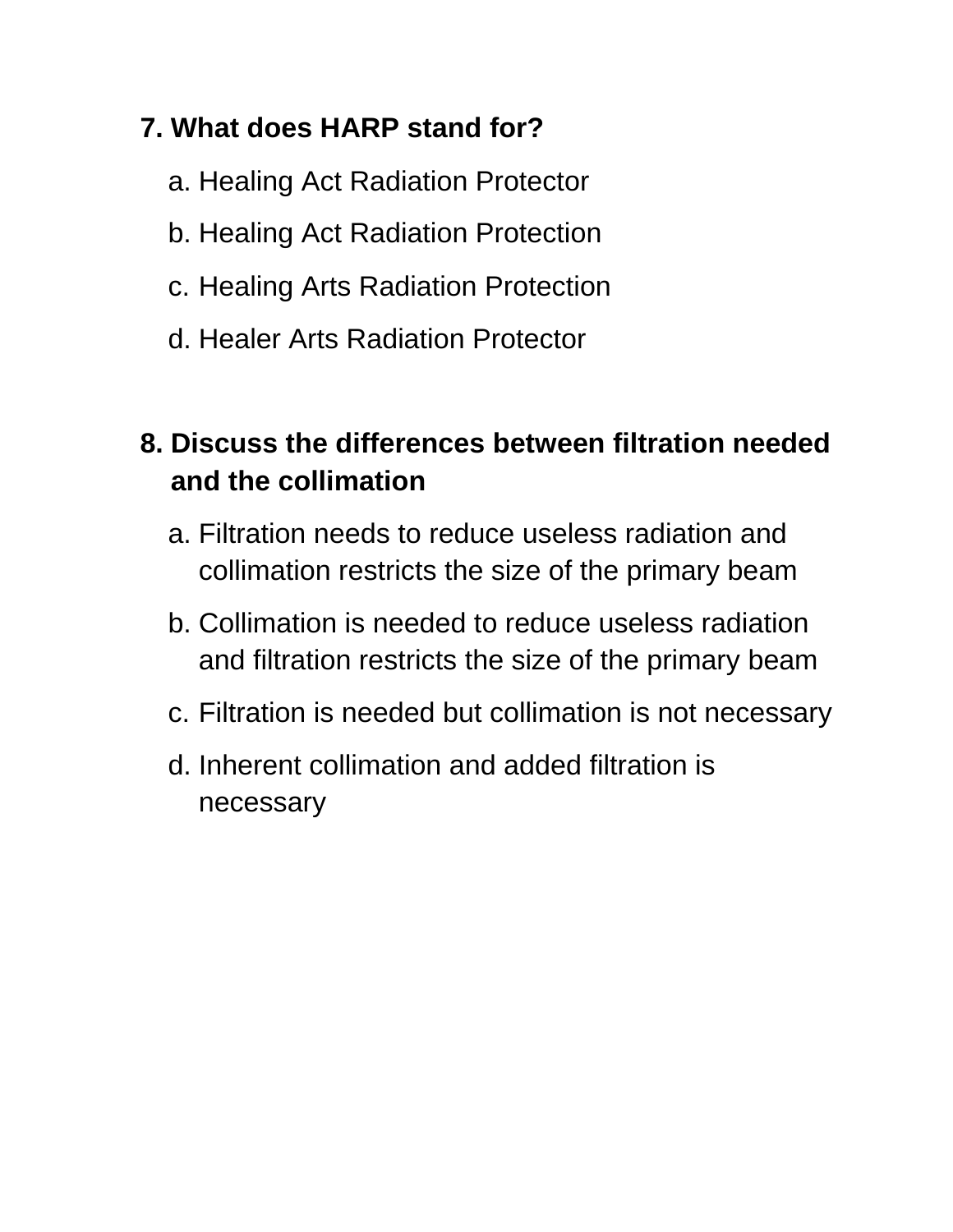**7. What does HARP stand for?**

a. Healing Act Radiation Protector

b. Healing Act Radiation Protection

c. Healing Arts Radiation Protection

d. Healer Arts Radiation Protector

**8. Discuss the differences between filtration needed and the collimation**

a. Filtration needs to reduce useless radiation and collimation restricts the size of the primary beam

b. Collimation is needed to reduce useless radiation and filtration restricts the size of the primary beam

c. Filtration is needed but collimation is not necessary

d. Inherent collimation and added filtration is necessary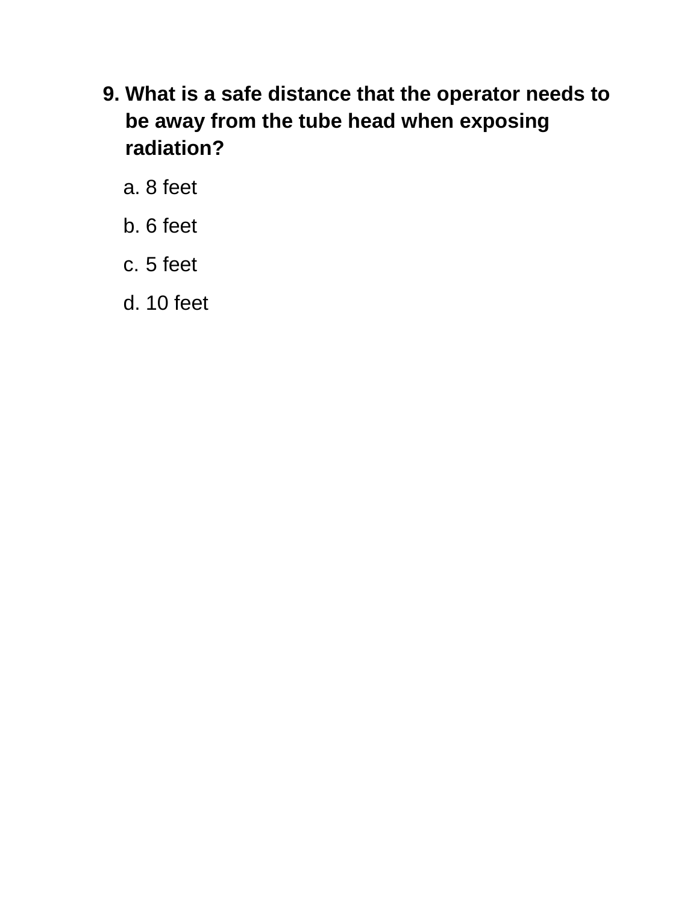**9. What is a safe distance that the operator needs to be away from the tube head when exposing radiation?**

a. 8 feet

b. 6 feet

c. 5 feet

d. 10 feet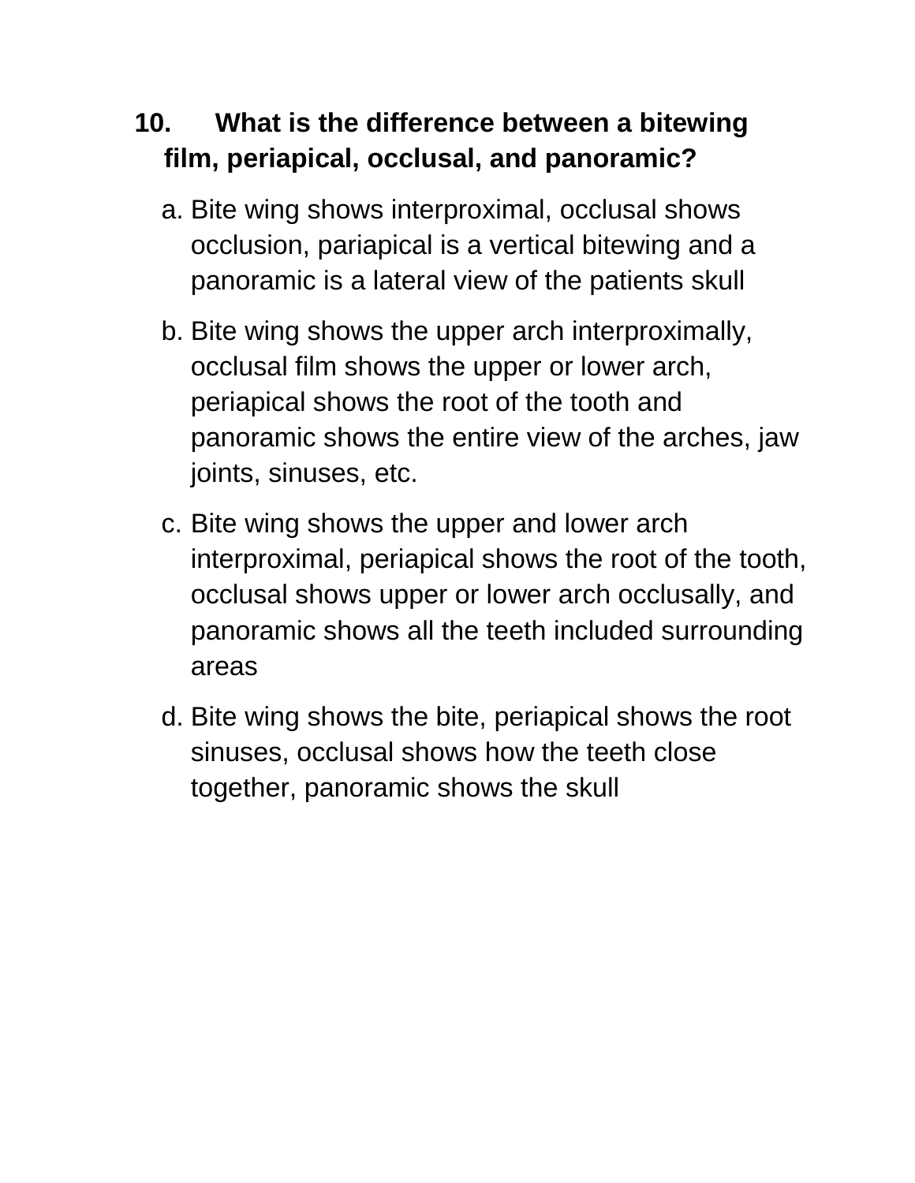**10. What is the difference between a bitewing film, periapical, occlusal, and panoramic?**

a. Bite wing shows interproximal, occlusal shows occlusion, pariapical is a vertical bitewing and a panoramic is a lateral view of the patients skull

b. Bite wing shows the upper arch interproximally, occlusal film shows the upper or lower arch, periapical shows the root of the tooth and panoramic shows the entire view of the arches, jaw joints, sinuses, etc.

c. Bite wing shows the upper and lower arch interproximal, periapical shows the root of the tooth, occlusal shows upper or lower arch occlusally, and panoramic shows all the teeth included surrounding areas

d. Bite wing shows the bite, periapical shows the root sinuses, occlusal shows how the teeth close together, panoramic shows the skull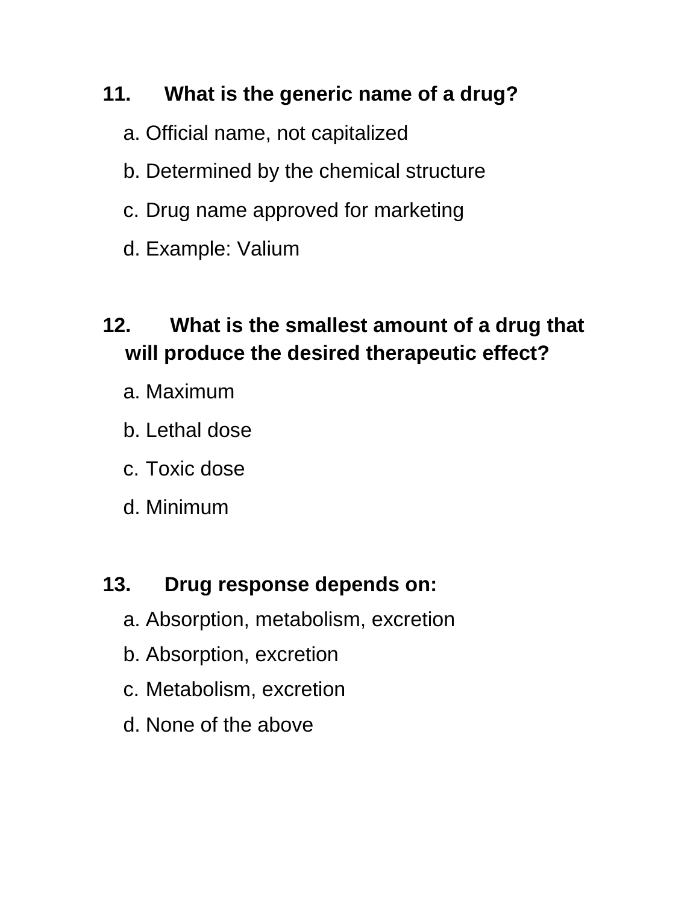**11. What is the generic name of a drug?**

a. Official name, not capitalized

b. Determined by the chemical structure

c. Drug name approved for marketing

d. Example: Valium

**12. What is the smallest amount of a drug that will produce the desired therapeutic effect?**

a. Maximum

b. Lethal dose

c. Toxic dose

d. Minimum

**13. Drug response depends on:**

a. Absorption, metabolism, excretion

b. Absorption, excretion

c. Metabolism, excretion

d. None of the above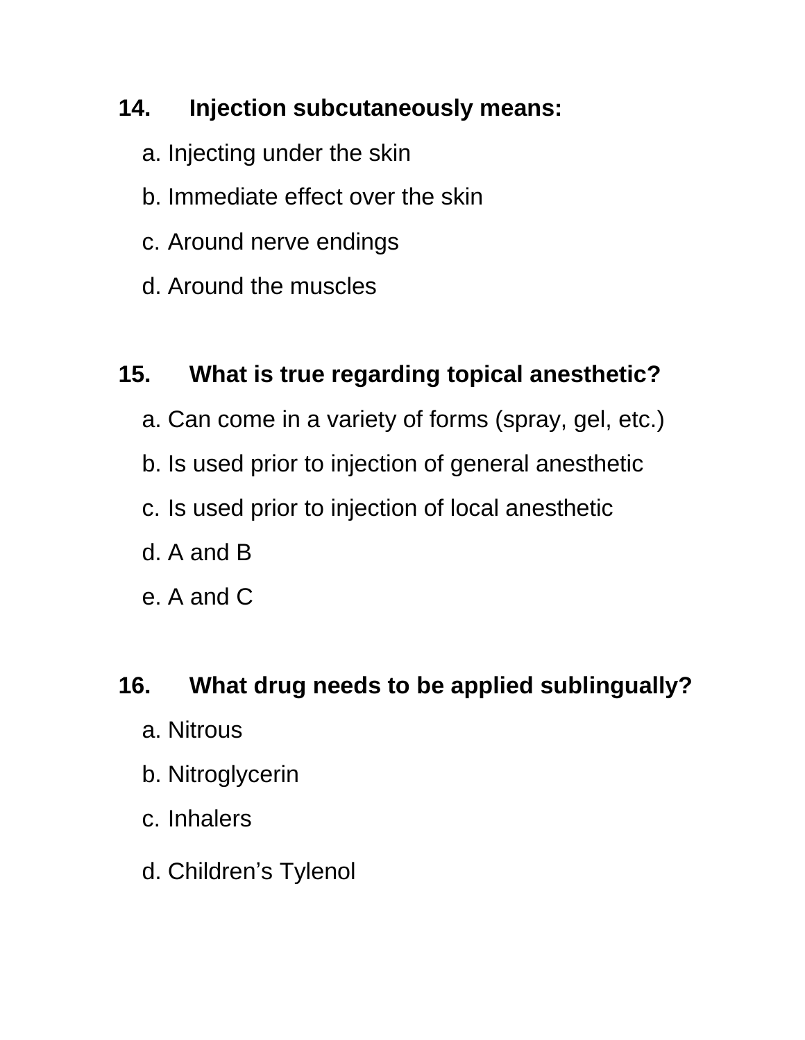**14. Injection subcutaneously means:**

a. Injecting under the skin

b. Immediate effect over the skin

c. Around nerve endings

d. Around the muscles

**15. What is true regarding topical anesthetic?**

a. Can come in a variety of forms (spray, gel, etc.)

b. Is used prior to injection of general anesthetic

c. Is used prior to injection of local anesthetic

d. A and B

e. A and C

**16. What drug needs to be applied sublingually?**

a. Nitrous

b. Nitroglycerin

c. Inhalers

d. Children's Tylenol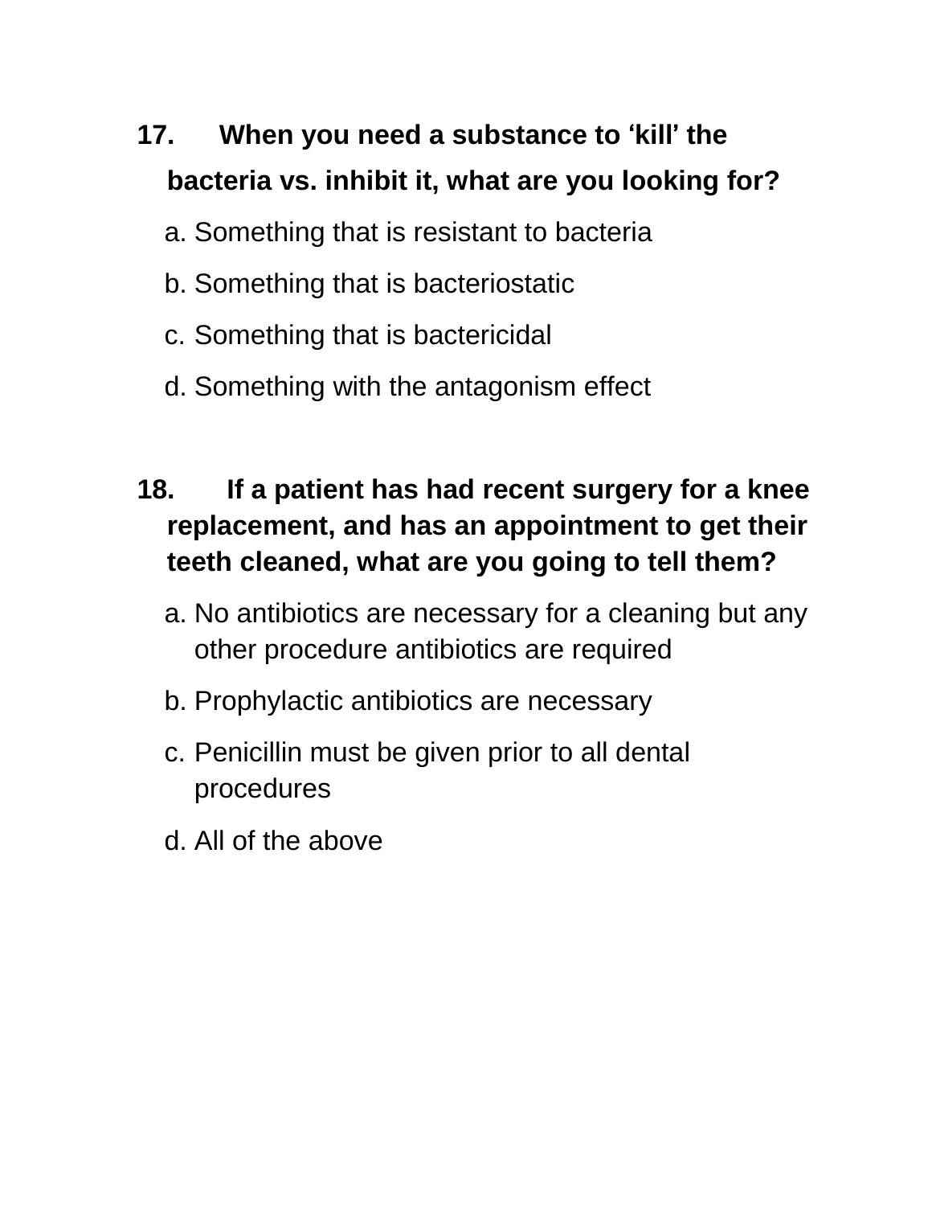**17. When you need a substance to 'kill' the bacteria vs. inhibit it, what are you looking for?**

a. Something that is resistant to bacteria

b. Something that is bacteriostatic

c. Something that is bactericidal

d. Something with the antagonism effect

**18. If a patient has had recent surgery for a knee replacement, and has an appointment to get their teeth cleaned, what are you going to tell them?**

a. No antibiotics are necessary for a cleaning but any other procedure antibiotics are required

b. Prophylactic antibiotics are necessary

c. Penicillin must be given prior to all dental procedures

d. All of the above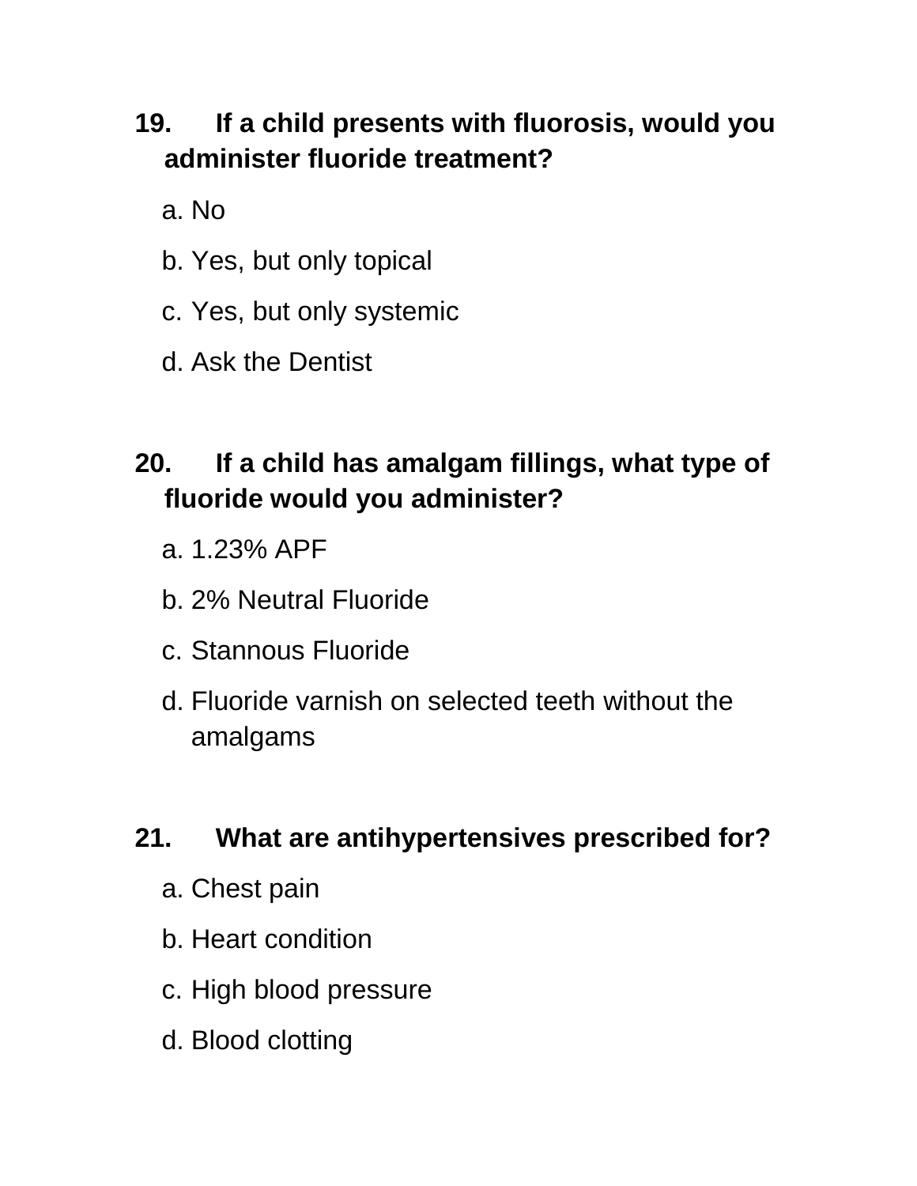**19. If a child presents with fluorosis, would you administer fluoride treatment?**

a. No

b. Yes, but only topical

c. Yes, but only systemic

d. Ask the Dentist

**20. If a child has amalgam fillings, what type of fluoride would you administer?**

a. 1.23% APF

b. 2% Neutral Fluoride

c. Stannous Fluoride

d. Fluoride varnish on selected teeth without the amalgams

**21. What are antihypertensives prescribed for?**

a. Chest pain

b. Heart condition

c. High blood pressure

d. Blood clotting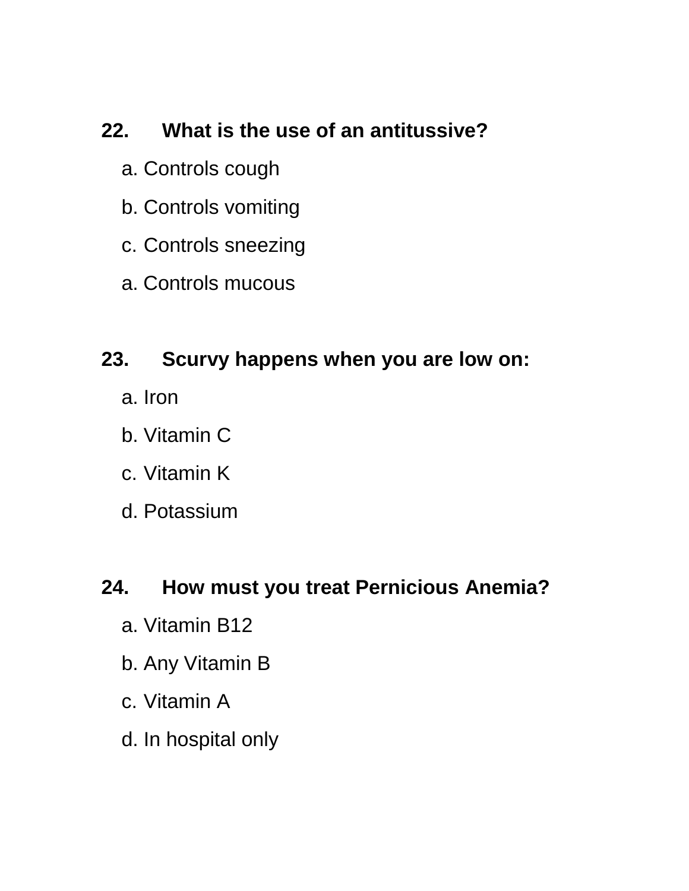**22. What is the use of an antitussive?**

a. Controls cough

b. Controls vomiting

c. Controls sneezing

a. Controls mucous

**23. Scurvy happens when you are low on:**

a. Iron

b. Vitamin C

c. Vitamin K

d. Potassium

**24. How must you treat Pernicious Anemia?**

a. Vitamin B12

b. Any Vitamin B

c. Vitamin A

d. In hospital only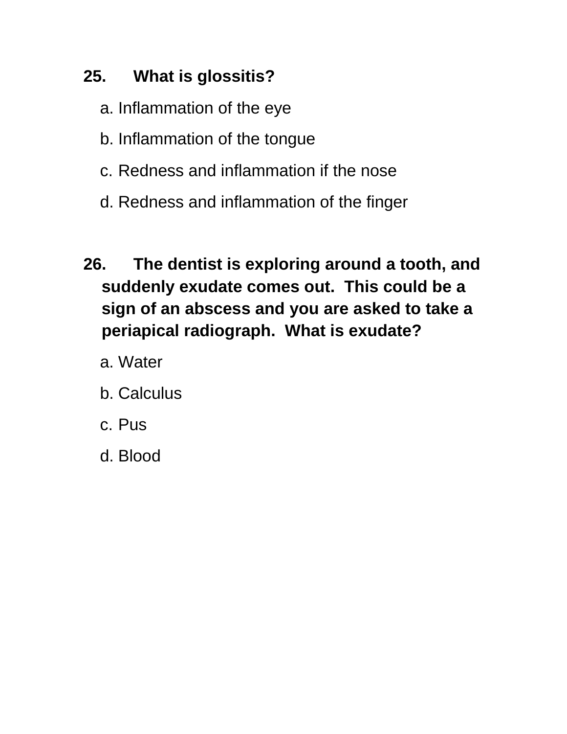**25. What is glossitis?**

a. Inflammation of the eye

b. Inflammation of the tongue

c. Redness and inflammation if the nose

d. Redness and inflammation of the finger

**26. The dentist is exploring around a tooth, and suddenly exudate comes out. This could be a sign of an abscess and you are asked to take a periapical radiograph. What is exudate?**

a. Water

b. Calculus

c. Pus

d. Blood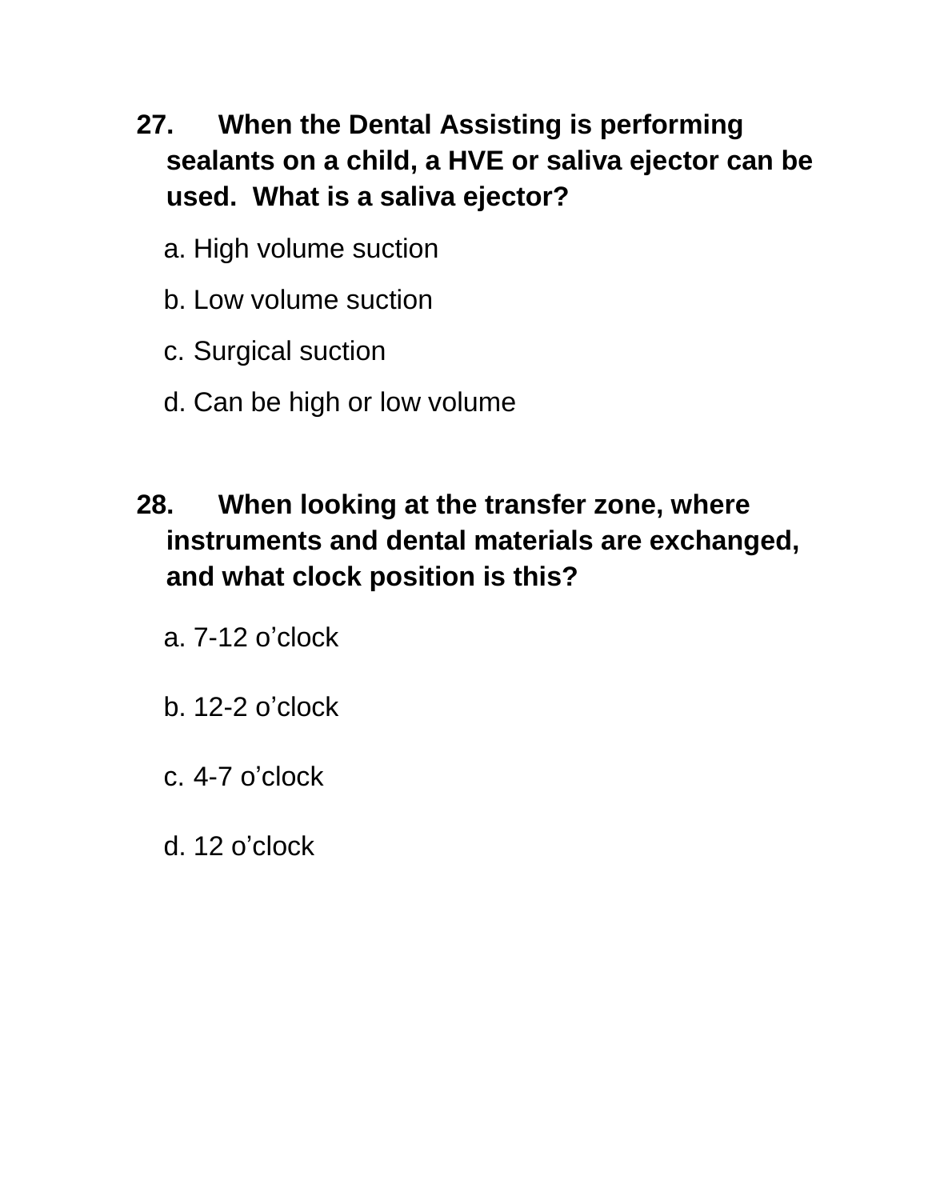**27. When the Dental Assisting is performing sealants on a child, a HVE or saliva ejector can be used. What is a saliva ejector?**

a. High volume suction

b. Low volume suction

c. Surgical suction

d. Can be high or low volume

**28. When looking at the transfer zone, where instruments and dental materials are exchanged, and what clock position is this?**

a. 7-12 o'clock

b. 12-2 o'clock

c. 4-7 o'clock

d. 12 o'clock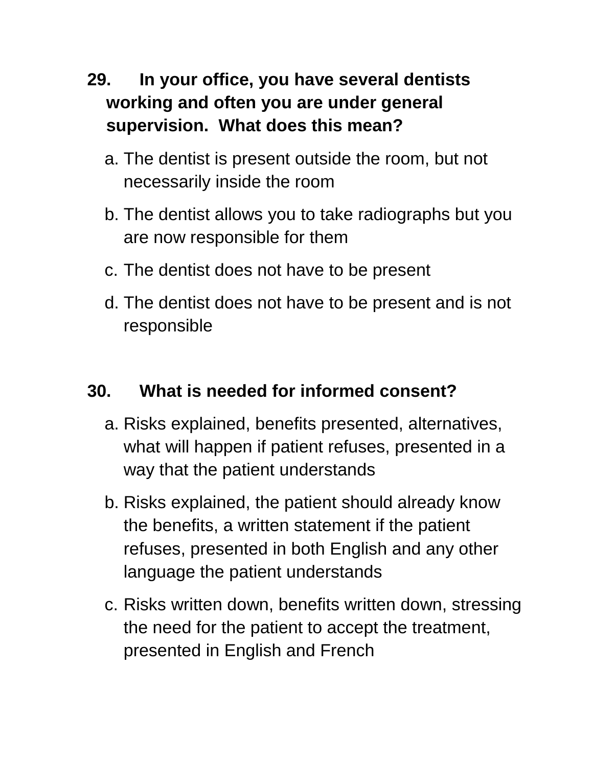**29. In your office, you have several dentists working and often you are under general supervision. What does this mean?**

a. The dentist is present outside the room, but not necessarily inside the room

b. The dentist allows you to take radiographs but you are now responsible for them

c. The dentist does not have to be present

d. The dentist does not have to be present and is not responsible

**30. What is needed for informed consent?**

a. Risks explained, benefits presented, alternatives, what will happen if patient refuses, presented in a way that the patient understands

b. Risks explained, the patient should already know the benefits, a written statement if the patient refuses, presented in both English and any other language the patient understands

c. Risks written down, benefits written down, stressing the need for the patient to accept the treatment, presented in English and French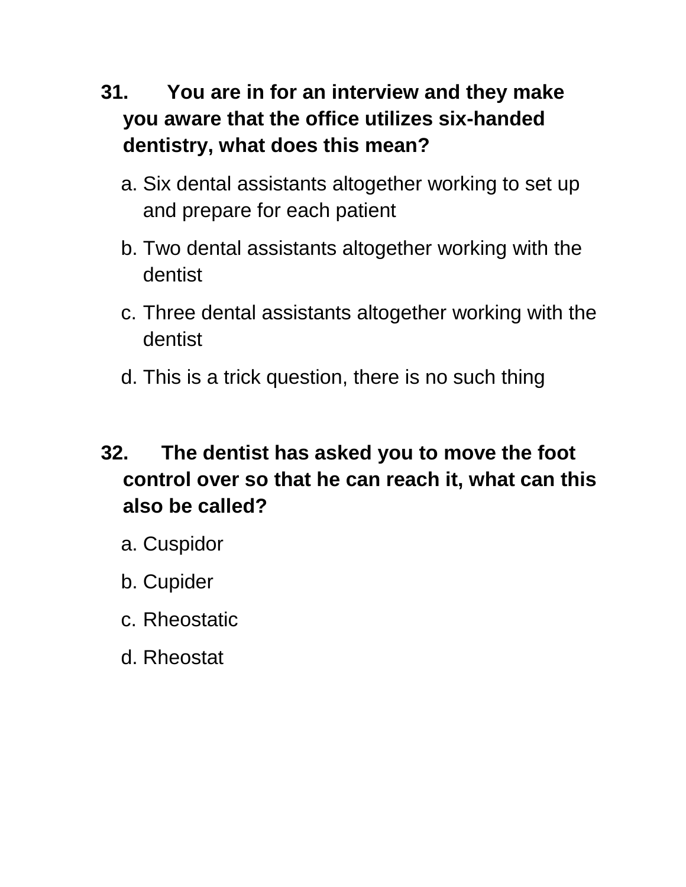**31. You are in for an interview and they make you aware that the office utilizes six-handed dentistry, what does this mean?**

a. Six dental assistants altogether working to set up and prepare for each patient

b. Two dental assistants altogether working with the dentist

c. Three dental assistants altogether working with the dentist

d. This is a trick question, there is no such thing

**32. The dentist has asked you to move the foot control over so that he can reach it, what can this also be called?**

a. Cuspidor

b. Cupider

c. Rheostatic

d. Rheostat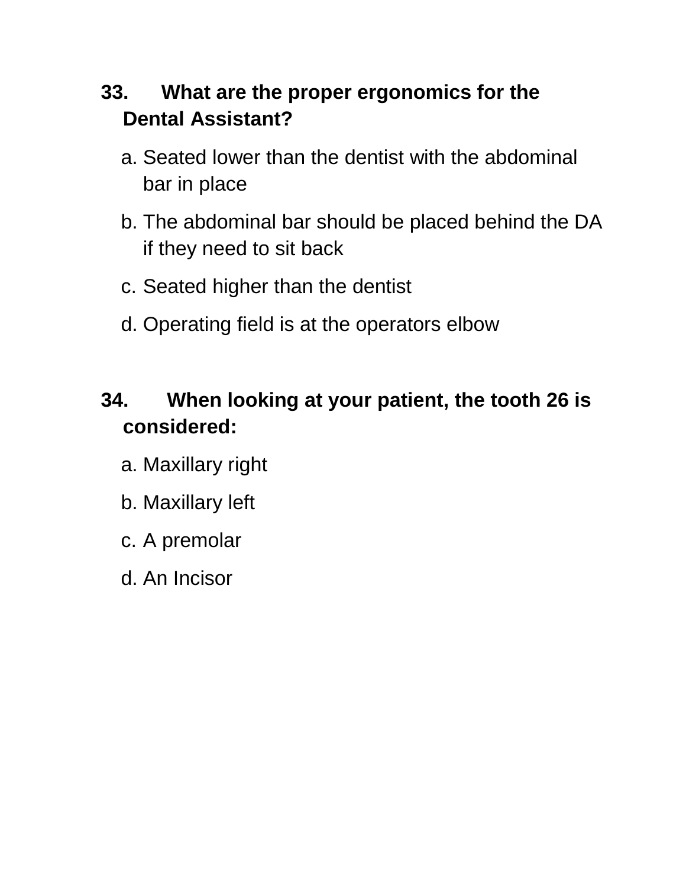**33. What are the proper ergonomics for the Dental Assistant?**

a. Seated lower than the dentist with the abdominal bar in place

b. The abdominal bar should be placed behind the DA if they need to sit back

c. Seated higher than the dentist

d. Operating field is at the operators elbow

**34. When looking at your patient, the tooth 26 is considered:**

a. Maxillary right

b. Maxillary left

c. A premolar

d. An Incisor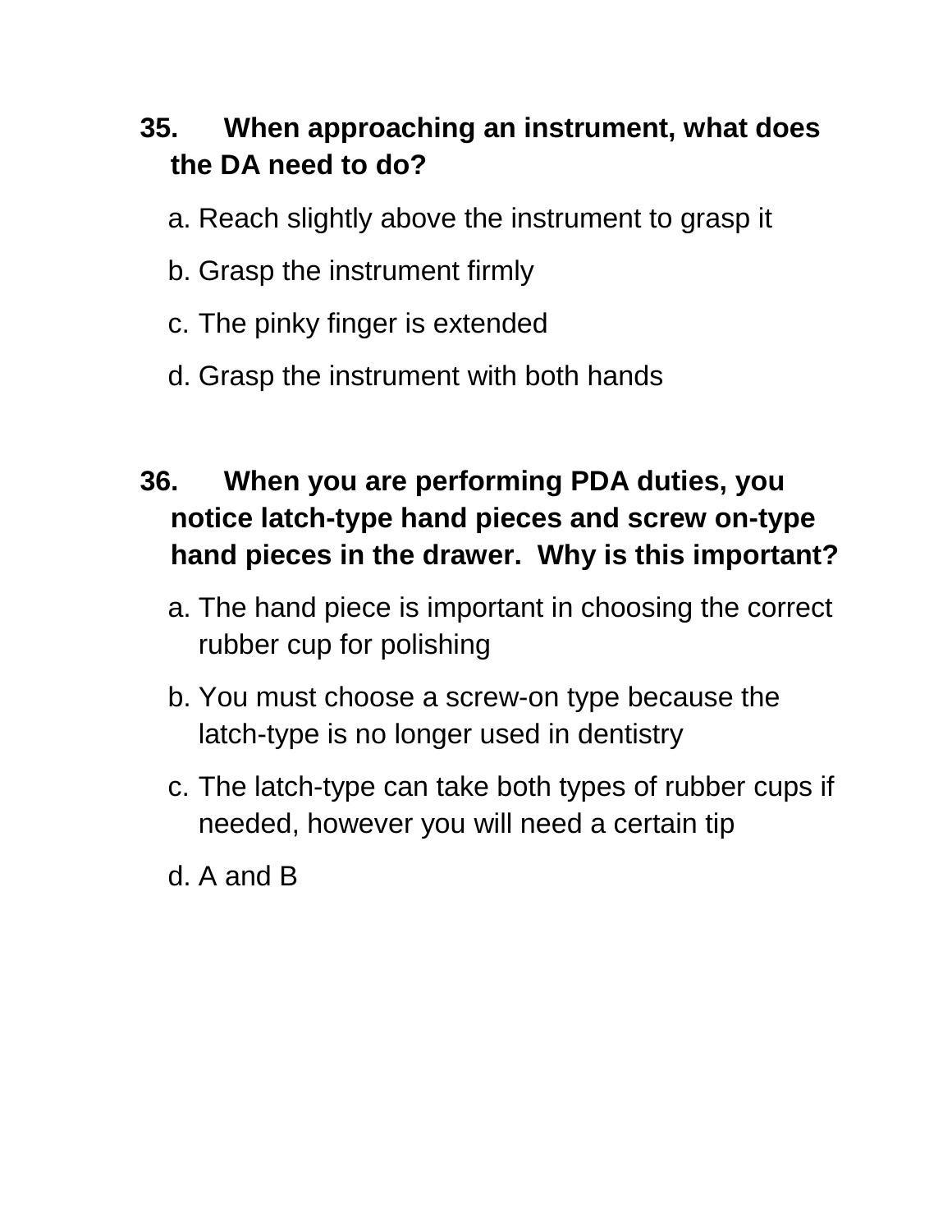**35. When approaching an instrument, what does the DA need to do?**

a. Reach slightly above the instrument to grasp it

b. Grasp the instrument firmly

c. The pinky finger is extended

d. Grasp the instrument with both hands

**36. When you are performing PDA duties, you notice latch-type hand pieces and screw on-type hand pieces in the drawer. Why is this important?**

a. The hand piece is important in choosing the correct rubber cup for polishing

b. You must choose a screw-on type because the latch-type is no longer used in dentistry

c. The latch-type can take both types of rubber cups if needed, however you will need a certain tip

d. A and B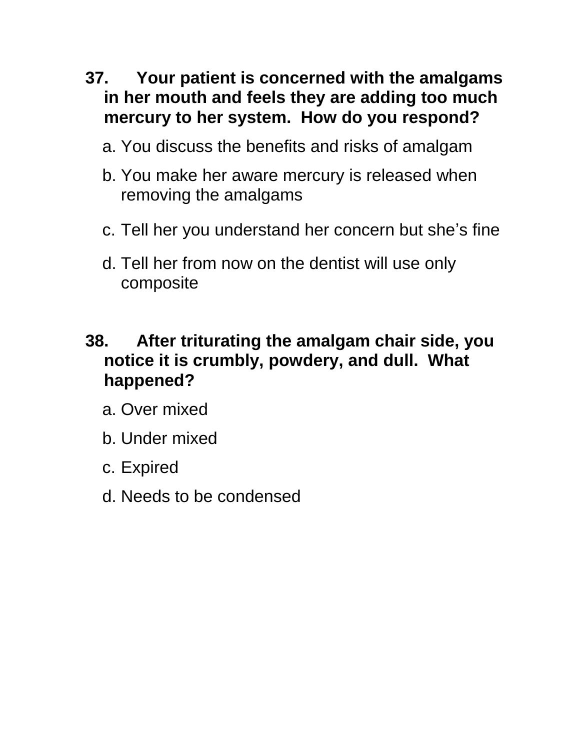**37. Your patient is concerned with the amalgams in her mouth and feels they are adding too much mercury to her system. How do you respond?**

a. You discuss the benefits and risks of amalgam

b. You make her aware mercury is released when removing the amalgams

c. Tell her you understand her concern but she's fine

d. Tell her from now on the dentist will use only composite

**38. After triturating the amalgam chair side, you notice it is crumbly, powdery, and dull. What happened?**

a. Over mixed

b. Under mixed

c. Expired

d. Needs to be condensed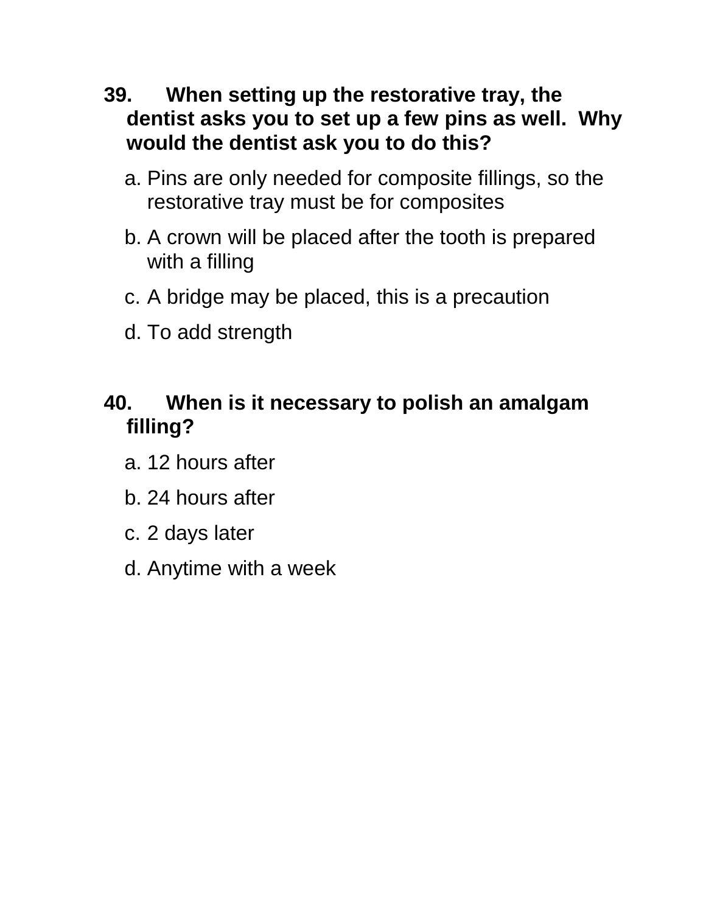**39. When setting up the restorative tray, the dentist asks you to set up a few pins as well. Why would the dentist ask you to do this?**

a. Pins are only needed for composite fillings, so the restorative tray must be for composites

b. A crown will be placed after the tooth is prepared with a filling

c. A bridge may be placed, this is a precaution

d. To add strength

**40. When is it necessary to polish an amalgam filling?**

a. 12 hours after

b. 24 hours after

c. 2 days later

d. Anytime with a week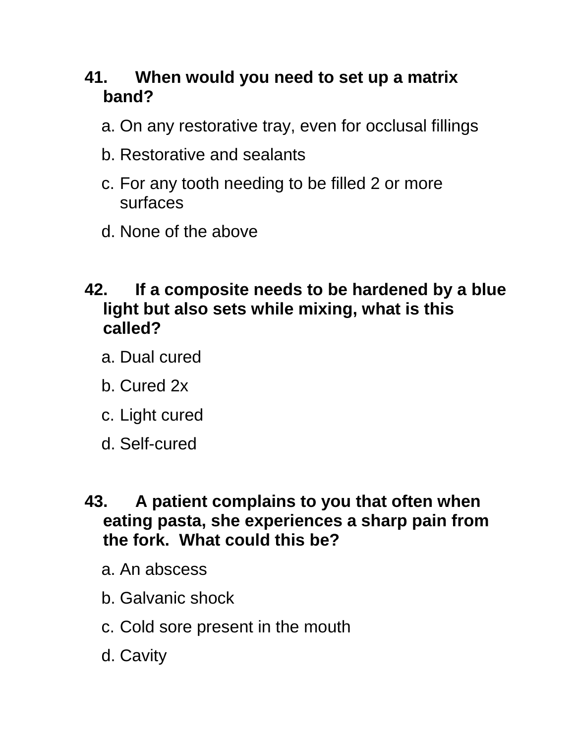**41. When would you need to set up a matrix band?**

a. On any restorative tray, even for occlusal fillings

b. Restorative and sealants

c. For any tooth needing to be filled 2 or more surfaces

d. None of the above

**42. If a composite needs to be hardened by a blue light but also sets while mixing, what is this called?**

a. Dual cured

b. Cured 2x

c. Light cured

d. Self-cured

**43. A patient complains to you that often when eating pasta, she experiences a sharp pain from the fork. What could this be?**

a. An abscess

b. Galvanic shock

c. Cold sore present in the mouth

d. Cavity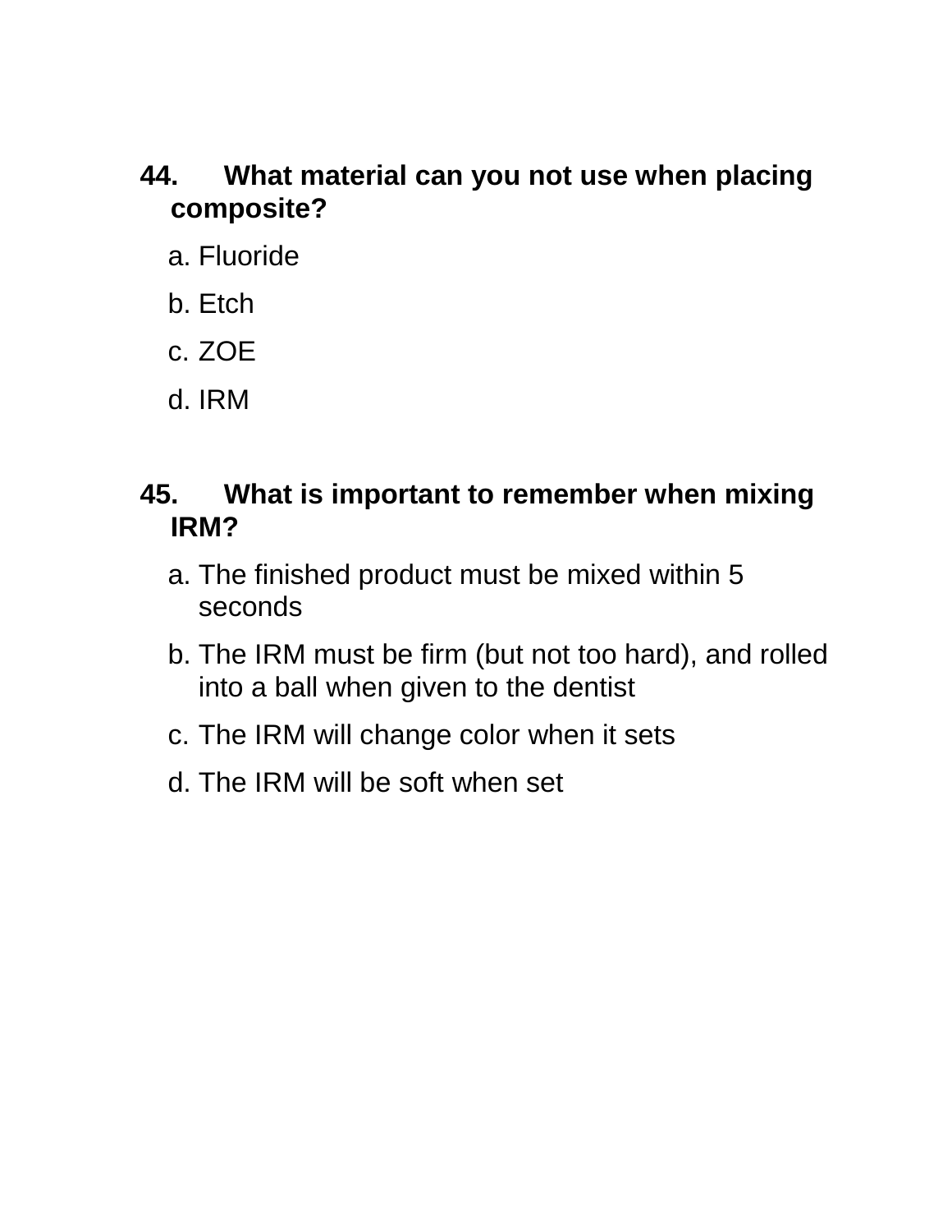**44. What material can you not use when placing composite?**

a. Fluoride

b. Etch

c. ZOE

d. IRM

**45. What is important to remember when mixing IRM?**

a. The finished product must be mixed within 5 seconds

b. The IRM must be firm (but not too hard), and rolled into a ball when given to the dentist

c. The IRM will change color when it sets

d. The IRM will be soft when set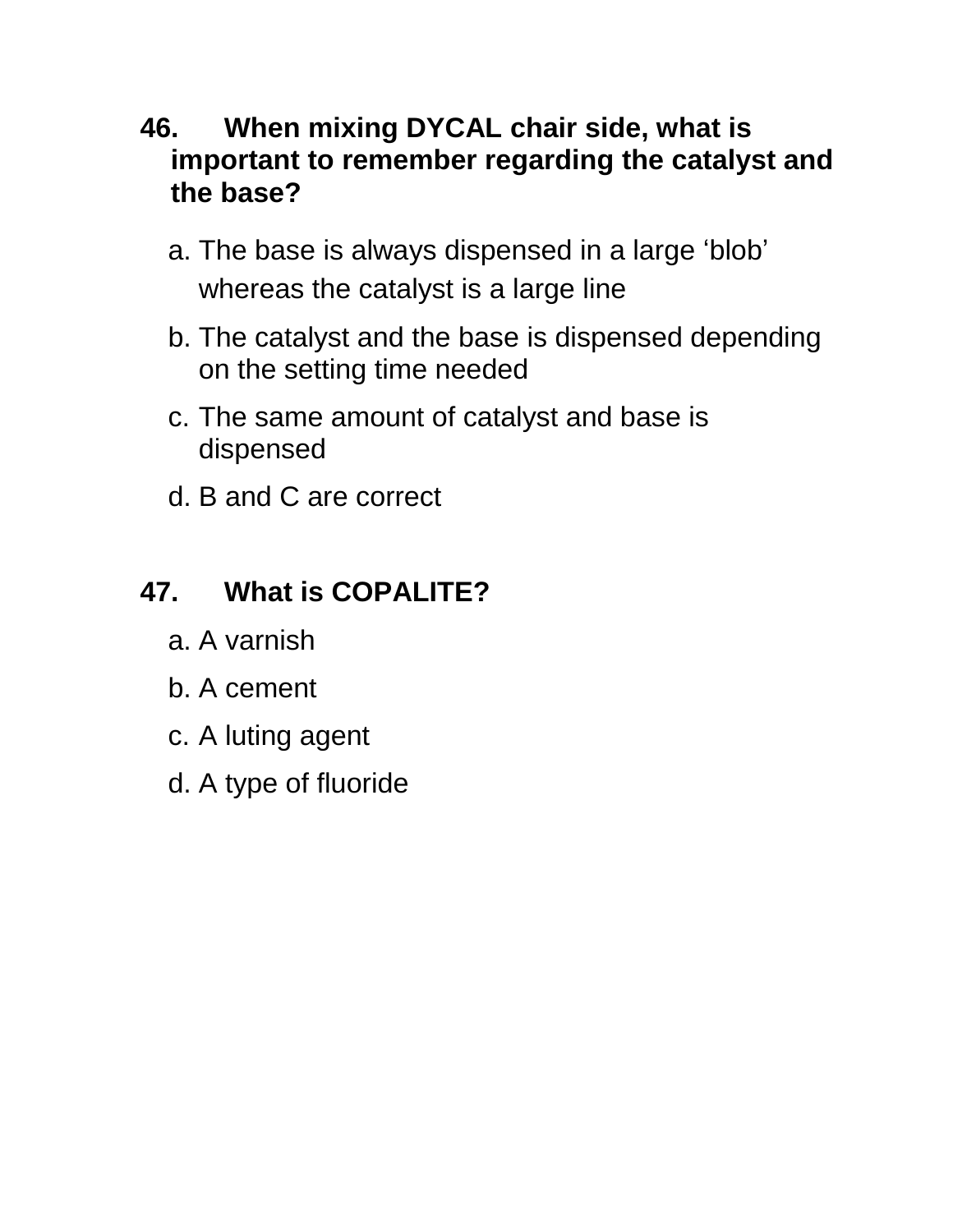**46. When mixing DYCAL chair side, what is important to remember regarding the catalyst and the base?**

a. The base is always dispensed in a large 'blob' whereas the catalyst is a large line

b. The catalyst and the base is dispensed depending on the setting time needed

c. The same amount of catalyst and base is dispensed

d. B and C are correct

**47. What is COPALITE?**

a. A varnish

b. A cement

c. A luting agent

d. A type of fluoride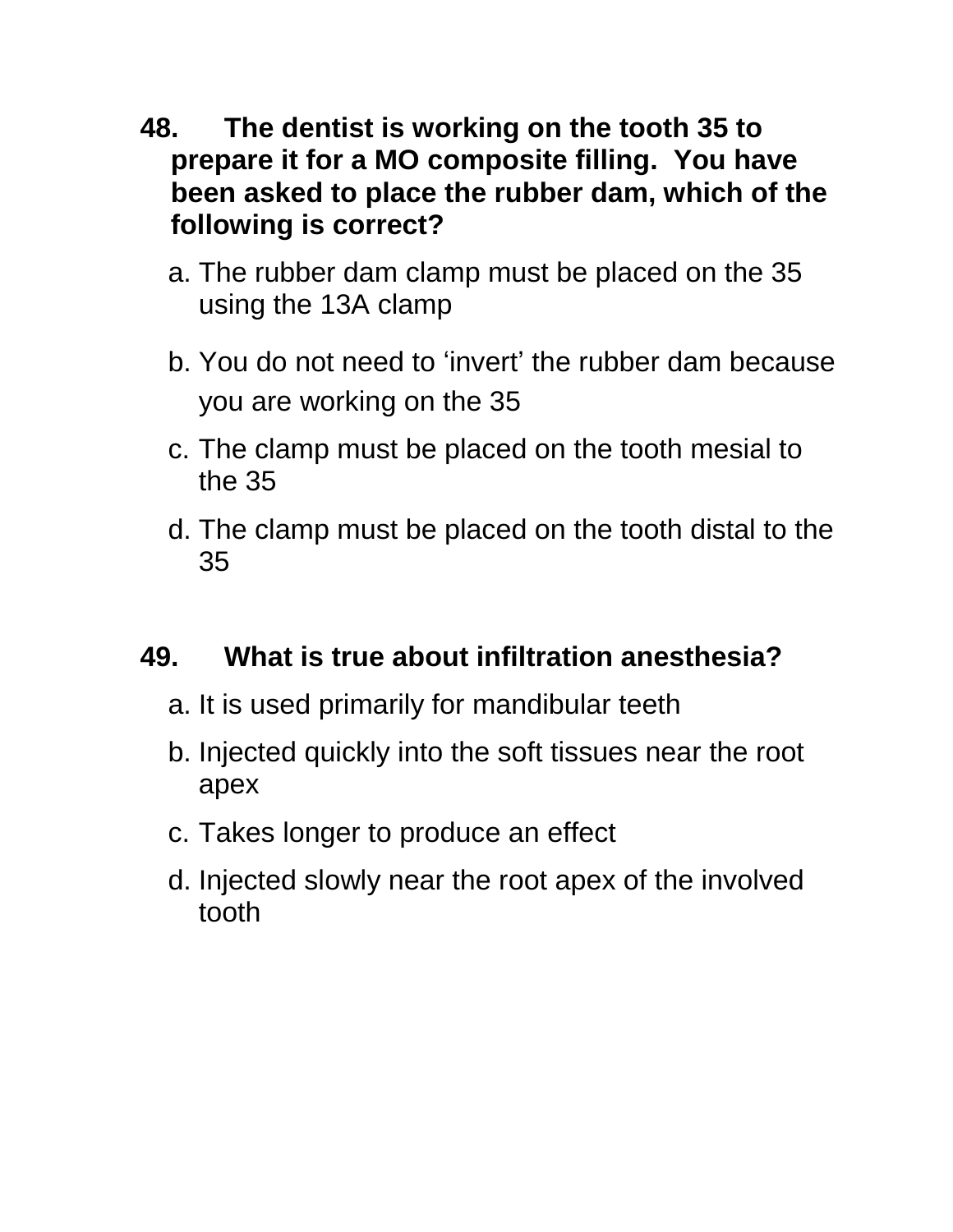**48. The dentist is working on the tooth 35 to prepare it for a MO composite filling. You have been asked to place the rubber dam, which of the following is correct?**

a. The rubber dam clamp must be placed on the 35 using the 13A clamp

b. You do not need to 'invert' the rubber dam because you are working on the 35

c. The clamp must be placed on the tooth mesial to the 35

d. The clamp must be placed on the tooth distal to the 35

**49. What is true about infiltration anesthesia?**

a. It is used primarily for mandibular teeth

b. Injected quickly into the soft tissues near the root apex

c. Takes longer to produce an effect

d. Injected slowly near the root apex of the involved tooth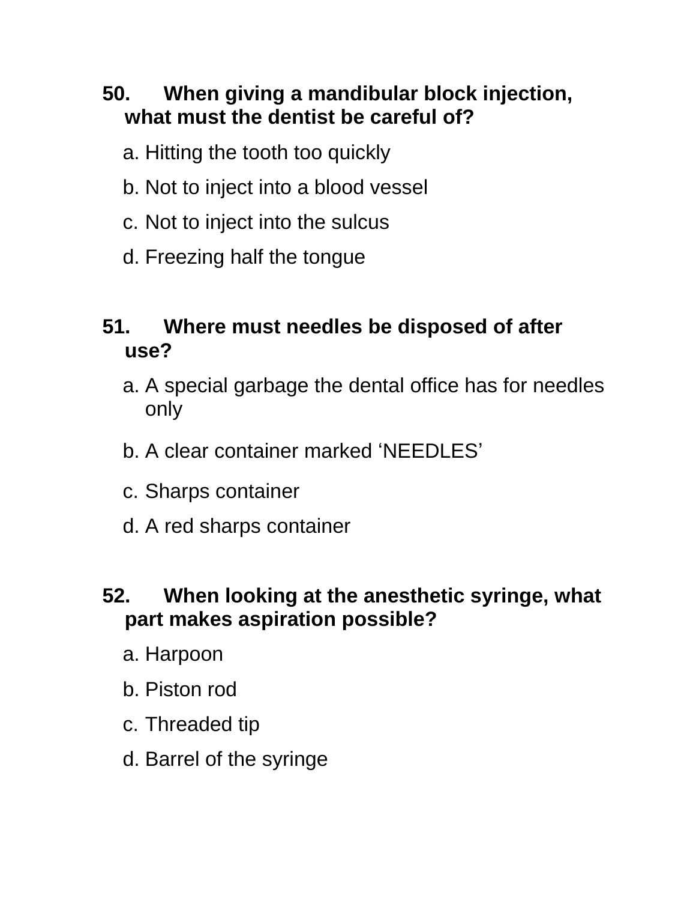**50. When giving a mandibular block injection, what must the dentist be careful of?**

a. Hitting the tooth too quickly

b. Not to inject into a blood vessel

c. Not to inject into the sulcus

d. Freezing half the tongue

**51. Where must needles be disposed of after use?**

a. A special garbage the dental office has for needles only

b. A clear container marked 'NEEDLES'

c. Sharps container

d. A red sharps container

**52. When looking at the anesthetic syringe, what part makes aspiration possible?**

a. Harpoon

b. Piston rod

c. Threaded tip

d. Barrel of the syringe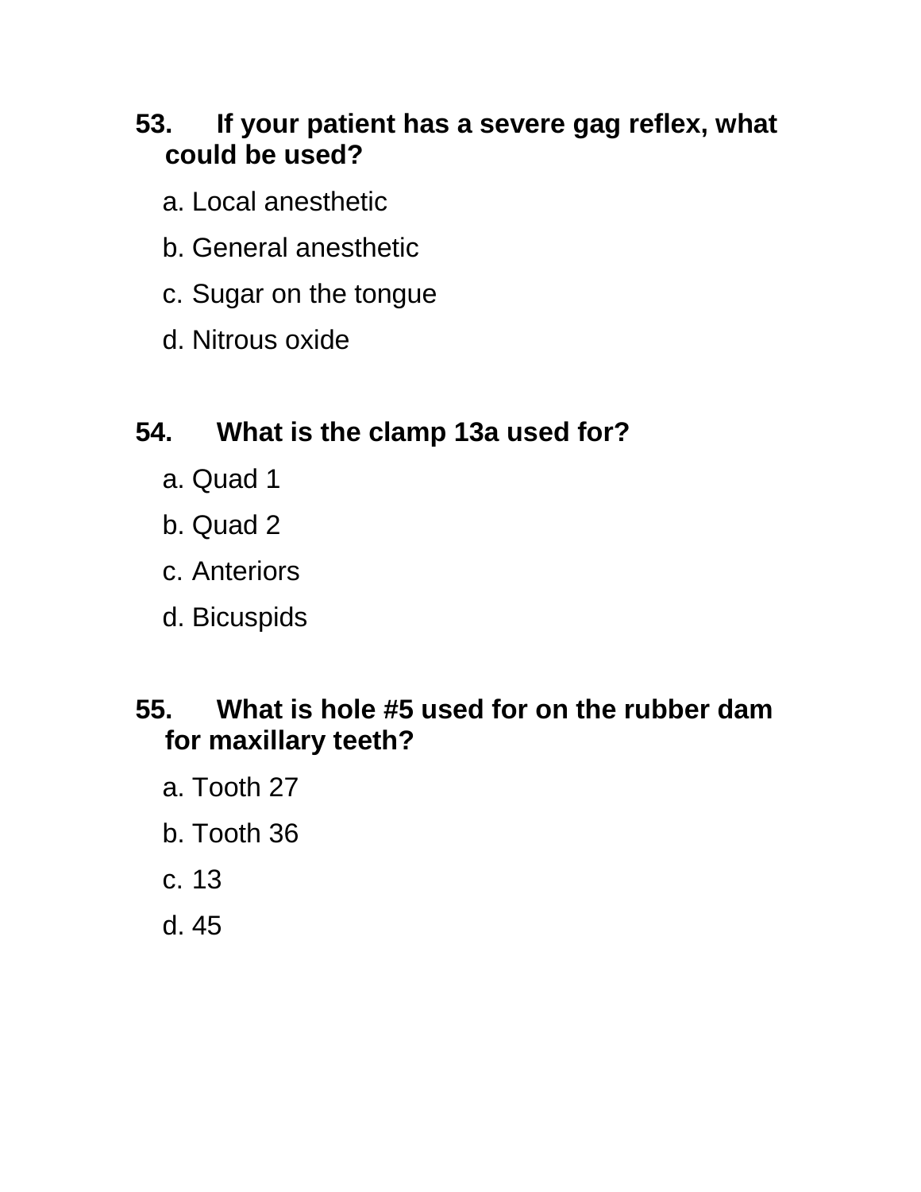**53. If your patient has a severe gag reflex, what could be used?**

a. Local anesthetic

b. General anesthetic

c. Sugar on the tongue

d. Nitrous oxide

**54. What is the clamp 13a used for?**

a. Quad 1

b. Quad 2

c. Anteriors

d. Bicuspids

**55. What is hole #5 used for on the rubber dam for maxillary teeth?**

a. Tooth 27

b. Tooth 36

c. 13

d. 45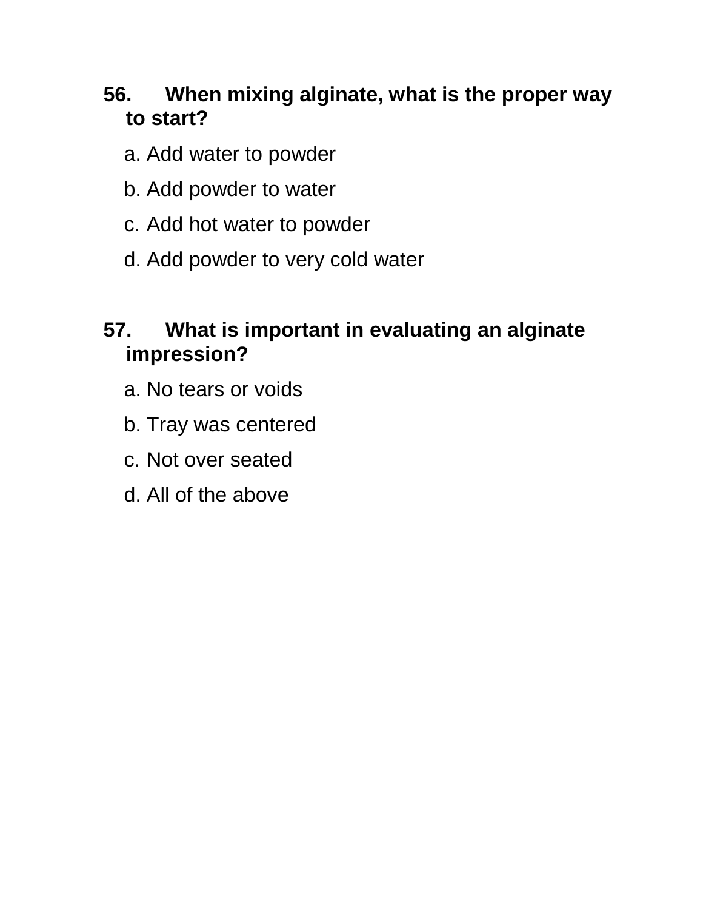**56. When mixing alginate, what is the proper way to start?**

a. Add water to powder

b. Add powder to water

c. Add hot water to powder

d. Add powder to very cold water

**57. What is important in evaluating an alginate impression?**

a. No tears or voids

b. Tray was centered

c. Not over seated

d. All of the above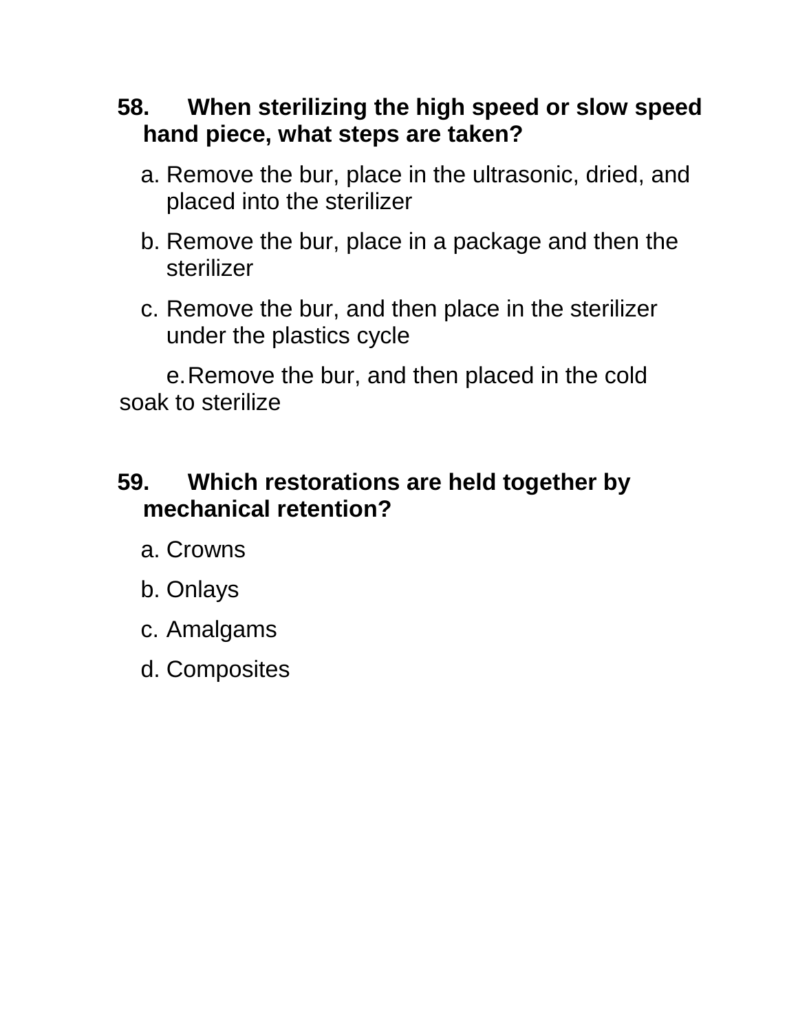**58. When sterilizing the high speed or slow speed hand piece, what steps are taken?**

a. Remove the bur, place in the ultrasonic, dried, and placed into the sterilizer

b. Remove the bur, place in a package and then the sterilizer

c. Remove the bur, and then place in the sterilizer under the plastics cycle

e. Remove the bur, and then placed in the cold soak to sterilize

**59. Which restorations are held together by mechanical retention?**

a. Crowns

b. Onlays

c. Amalgams

d. Composites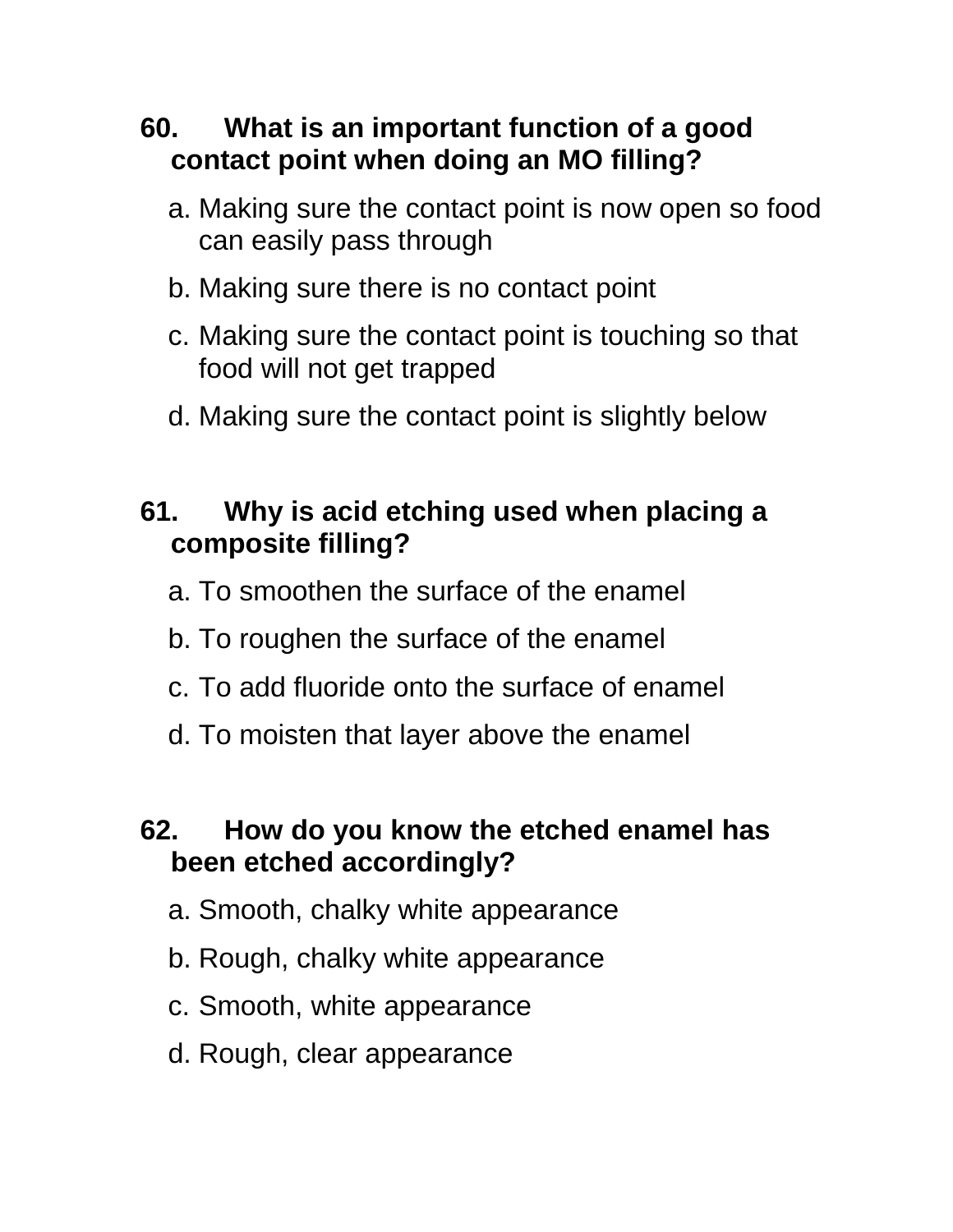**60. What is an important function of a good contact point when doing an MO filling?**

a. Making sure the contact point is now open so food can easily pass through

b. Making sure there is no contact point

c. Making sure the contact point is touching so that food will not get trapped

d. Making sure the contact point is slightly below

**61. Why is acid etching used when placing a composite filling?**

a. To smoothen the surface of the enamel

b. To roughen the surface of the enamel

c. To add fluoride onto the surface of enamel

d. To moisten that layer above the enamel

**62. How do you know the etched enamel has been etched accordingly?**

a. Smooth, chalky white appearance

b. Rough, chalky white appearance

c. Smooth, white appearance

d. Rough, clear appearance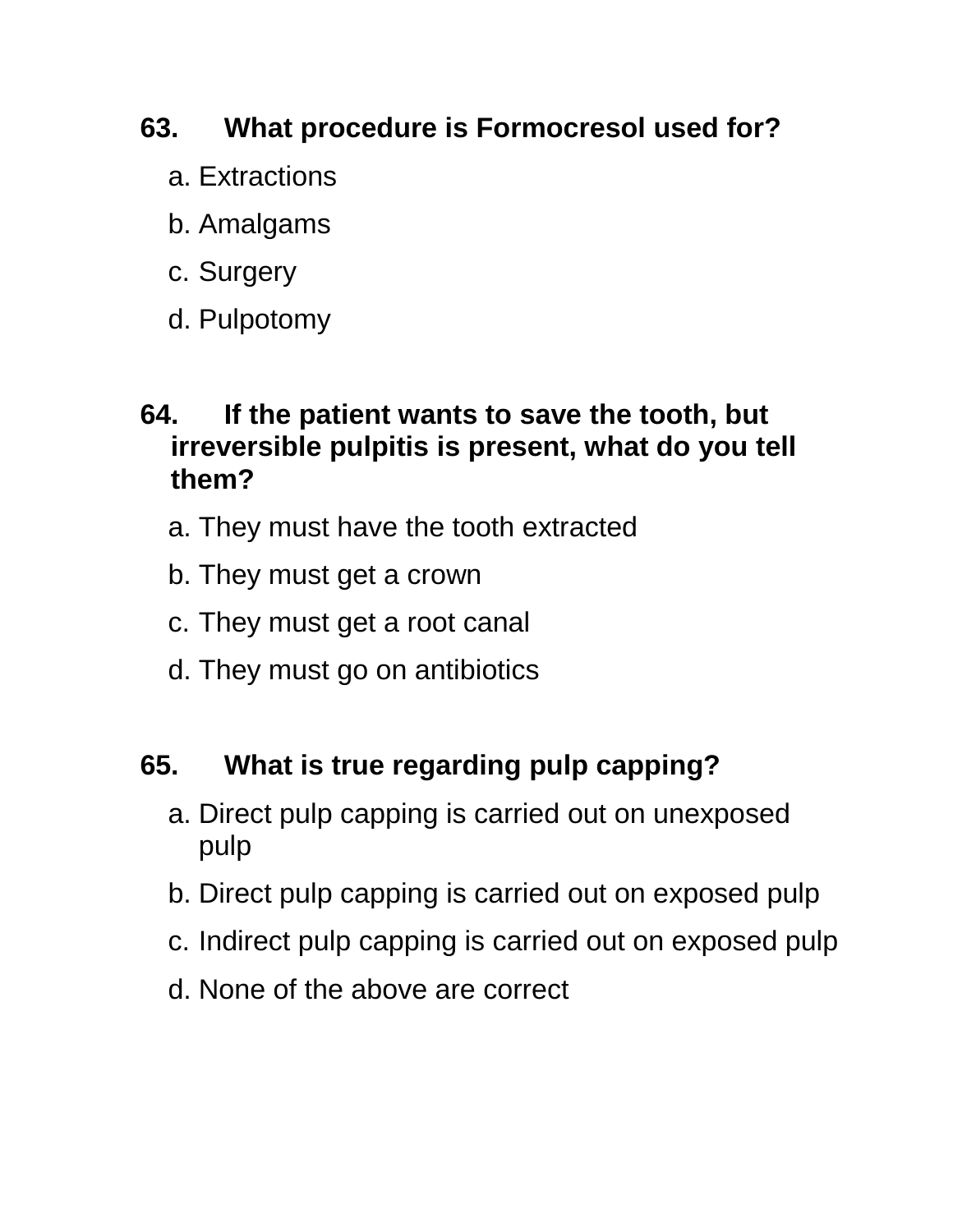**63. What procedure is Formocresol used for?**

a. Extractions

b. Amalgams

c. Surgery

d. Pulpotomy

**64. If the patient wants to save the tooth, but irreversible pulpitis is present, what do you tell them?**

a. They must have the tooth extracted

b. They must get a crown

c. They must get a root canal

d. They must go on antibiotics

**65. What is true regarding pulp capping?**

a. Direct pulp capping is carried out on unexposed pulp

b. Direct pulp capping is carried out on exposed pulp

c. Indirect pulp capping is carried out on exposed pulp

d. None of the above are correct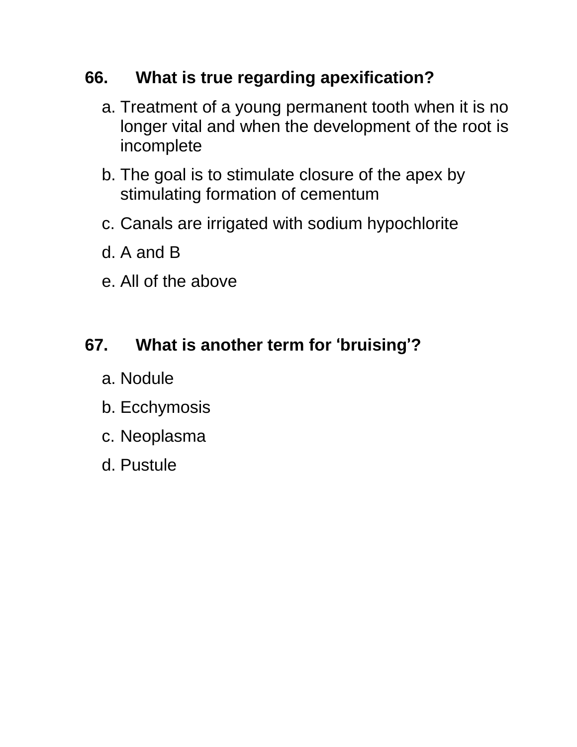**66. What is true regarding apexification?**

a. Treatment of a young permanent tooth when it is no longer vital and when the development of the root is incomplete

b. The goal is to stimulate closure of the apex by stimulating formation of cementum

c. Canals are irrigated with sodium hypochlorite

d. A and B

e. All of the above

**67. What is another term for ‘bruising’?**

a. Nodule

b. Ecchymosis

c. Neoplasma

d. Pustule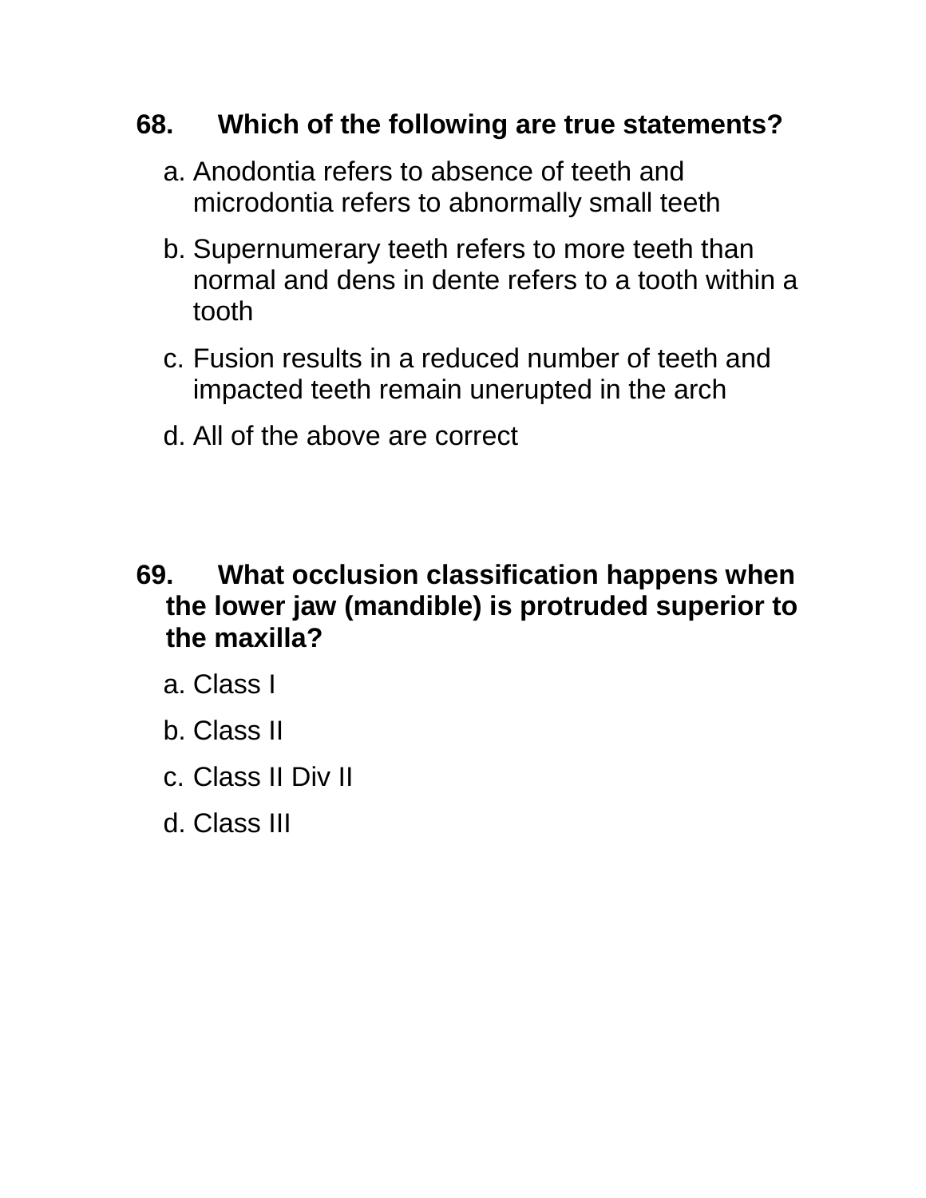**68. Which of the following are true statements?**

a. Anodontia refers to absence of teeth and microdontia refers to abnormally small teeth

b. Supernumerary teeth refers to more teeth than normal and dens in dente refers to a tooth within a tooth

c. Fusion results in a reduced number of teeth and impacted teeth remain unerupted in the arch

d. All of the above are correct

**69. What occlusion classification happens when the lower jaw (mandible) is protruded superior to the maxilla?**

a. Class I

b. Class II

c. Class II Div II

d. Class III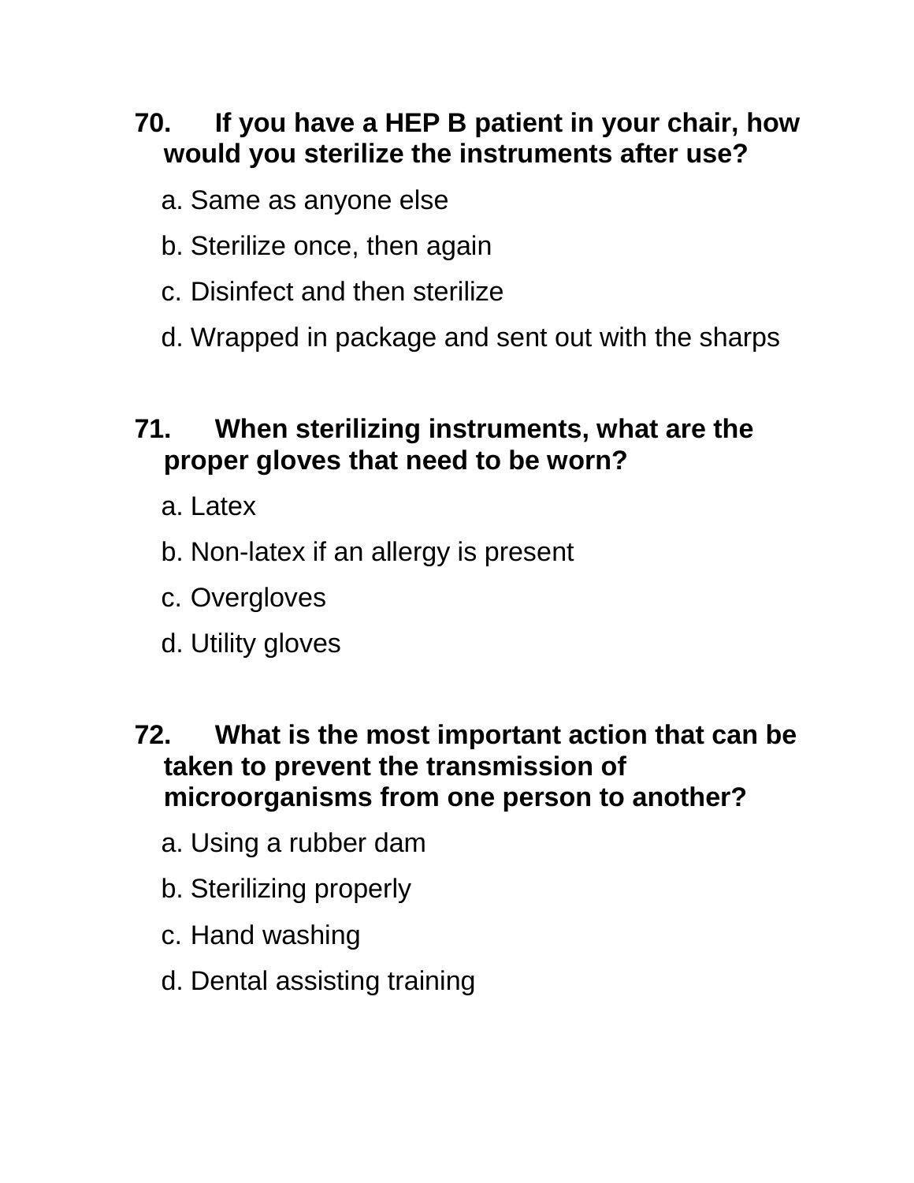**70. If you have a HEP B patient in your chair, how would you sterilize the instruments after use?**

a. Same as anyone else

b. Sterilize once, then again

c. Disinfect and then sterilize

d. Wrapped in package and sent out with the sharps

**71. When sterilizing instruments, what are the proper gloves that need to be worn?**

a. Latex

b. Non-latex if an allergy is present

c. Overgloves

d. Utility gloves

**72. What is the most important action that can be taken to prevent the transmission of microorganisms from one person to another?**

a. Using a rubber dam

b. Sterilizing properly

c. Hand washing

d. Dental assisting training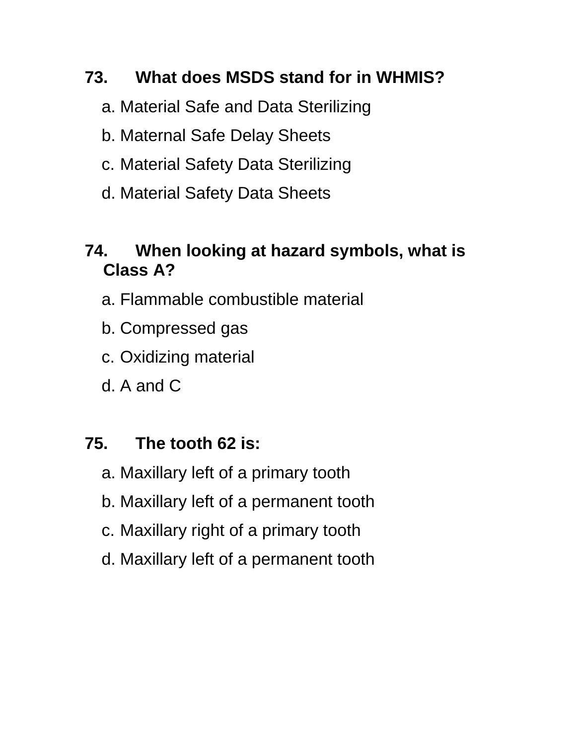**73. What does MSDS stand for in WHMIS?**

a. Material Safe and Data Sterilizing

b. Maternal Safe Delay Sheets

c. Material Safety Data Sterilizing

d. Material Safety Data Sheets

**74. When looking at hazard symbols, what is Class A?**

a. Flammable combustible material

b. Compressed gas

c. Oxidizing material

d. A and C

**75. The tooth 62 is:**

a. Maxillary left of a primary tooth

b. Maxillary left of a permanent tooth

c. Maxillary right of a primary tooth

d. Maxillary left of a permanent tooth